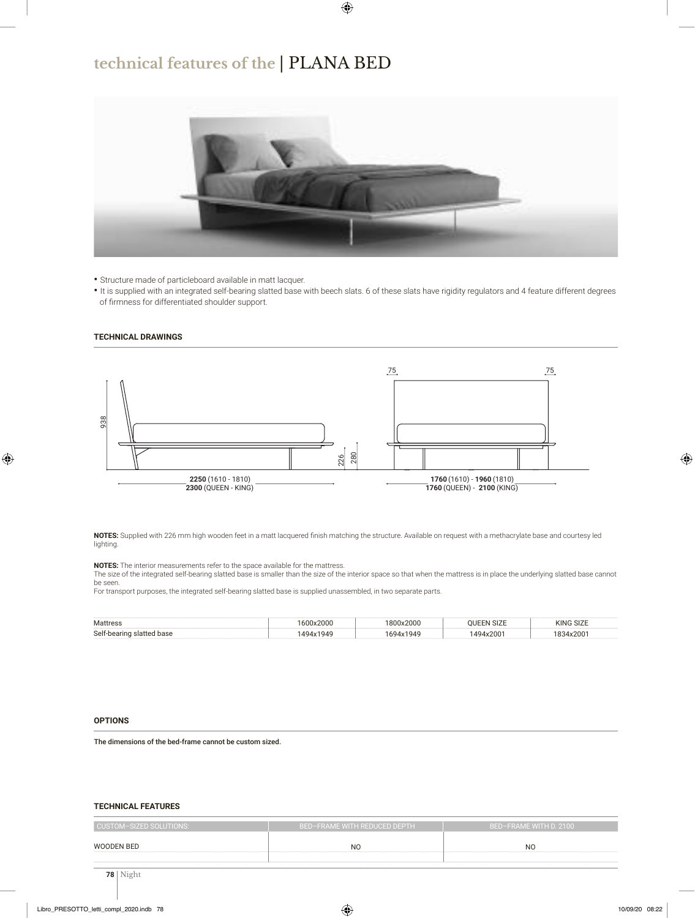# technical features of the | PLANA BED

- Structure made of particleboard available in matt lacquer.
- It is supplied with an integrated self-bearing slatted base with beech slats. 6 of these slats have rigidity regulators and 4 feature different degrees of firmness for differentiated shoulder support.

## TECHNICAL DRAWINGS

938

226 280

**2250** (1610 - 1810)
**2300** (QUEEN - KING)

75 75

**1760** (1610) - **1960** (1810)
**1760** (QUEEN) - **2100** (KING)

**NOTES:** Supplied with 226 mm high wooden feet in a matt lacquered finish matching the structure. Available on request with a methacrylate base and courtesy led lighting.

**NOTES:** The interior measurements refer to the space available for the mattress.
The size of the integrated self-bearing slatted base is smaller than the size of the interior space so that when the mattress is in place the underlying slatted base cannot be seen.
For transport purposes, the integrated self-bearing slatted base is supplied unassembled, in two separate parts.

| Mattress | 1600x2000 | 1800x2000 | QUEEN SIZE | KING SIZE |
|---|---|---|---|---|
| Self-bearing slatted base | 1494x1949 | 1694x1949 | 1494x2001 | 1834x2001 |

## OPTIONS

The dimensions of the bed-frame cannot be custom sized.

## TECHNICAL FEATURES

| CUSTOM–SIZED SOLUTIONS: | BED–FRAME WITH REDUCED DEPTH | BED–FRAME WITH D. 2100 |
|---|---|---|
| WOODEN BED | NO | NO |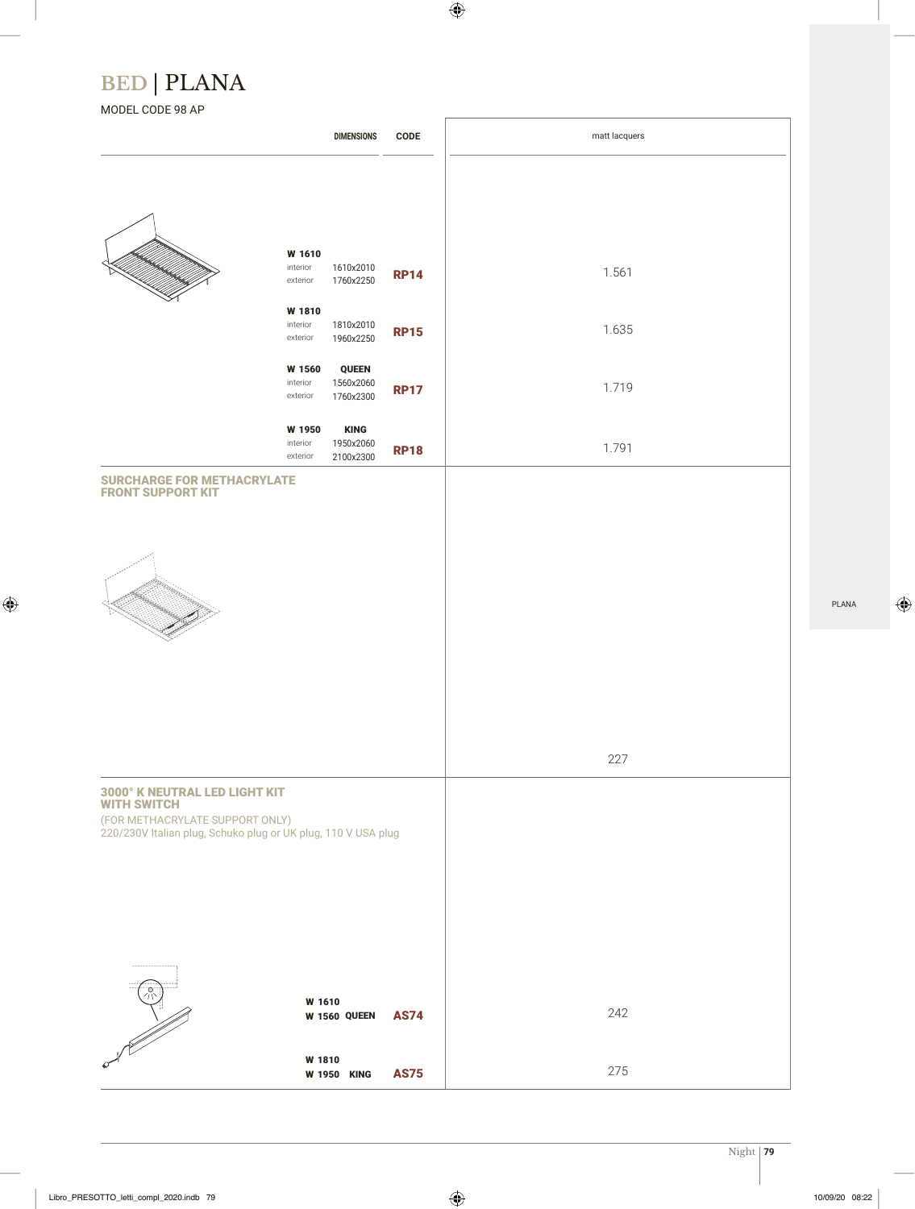# BED | PLANA

MODEL CODE 98 AP

| | DIMENSIONS | CODE | matt lacquers |
|---|---|---|---|
| **W 1610** interior / exterior | 1610x2010 / 1760x2250 | **RP14** | 1.561 |
| **W 1810** interior / exterior | 1810x2010 / 1960x2250 | **RP15** | 1.635 |
| **W 1560** interior / exterior | **QUEEN** 1560x2060 / 1760x2300 | **RP17** | 1.719 |
| **W 1950** interior / exterior | **KING** 1950x2060 / 2100x2300 | **RP18** | 1.791 |

## SURCHARGE FOR METHACRYLATE FRONT SUPPORT KIT

| | | | matt lacquers |
|---|---|---|---|
| | | | 227 |

## 3000° K NEUTRAL LED LIGHT KIT WITH SWITCH

(FOR METHACRYLATE SUPPORT ONLY)
220/230V Italian plug, Schuko plug or UK plug, 110 V USA plug

| | | CODE | matt lacquers |
|---|---|---|---|
| **W 1610** / **W 1560** | **QUEEN** | **AS74** | 242 |
| **W 1810** / **W 1950** | **KING** | **AS75** | 275 |